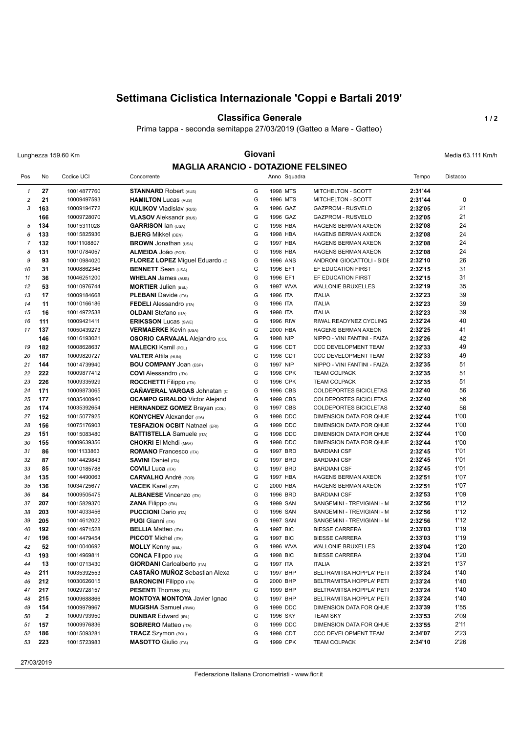# Settimana Ciclistica Internazionale 'Coppi e Bartali 2019'

## Classifica Generale

Prima tappa - seconda semitappa 27/03/2019 (Gatteo a Mare - Gatteo)

Lunghezza 159.60 Km

**Giovani**

Media 63.111 Km/h

### MAGLIA ARANCIO - DOTAZIONE FELSINEO

| Pos | No | Codice UCI | Concorrente | | Anno | Squadra | | Tempo | Distacco |
|---|---|---|---|---|---|---|---|---|---|
| 1 | 27 | 10014877760 | **STANNARD** Robert (AUS) | G | 1998 | MTS | MITCHELTON - SCOTT | **2:31'44** | |
| 2 | 21 | 10009497593 | **HAMILTON** Lucas (AUS) | G | 1996 | MTS | MITCHELTON - SCOTT | **2:31'44** | 0 |
| 3 | 163 | 10009194772 | **KULIKOV** Vladislav (RUS) | G | 1996 | GAZ | GAZPROM - RUSVELO | **2:32'05** | 21 |
| | 166 | 10009728070 | **VLASOV** Aleksandr (RUS) | G | 1996 | GAZ | GAZPROM - RUSVELO | **2:32'05** | 21 |
| 5 | 134 | 10015311028 | **GARRISON** Ian (USA) | G | 1998 | HBA | HAGENS BERMAN AXEON | **2:32'08** | 24 |
| 6 | 133 | 10015825936 | **BJERG** Mikkel (DEN) | G | 1998 | HBA | HAGENS BERMAN AXEON | **2:32'08** | 24 |
| 7 | 132 | 10011108807 | **BROWN** Jonathan (USA) | G | 1997 | HBA | HAGENS BERMAN AXEON | **2:32'08** | 24 |
| 8 | 131 | 10010784057 | **ALMEIDA** João (POR) | G | 1998 | HBA | HAGENS BERMAN AXEON | **2:32'08** | 24 |
| 9 | 93 | 10010984020 | **FLOREZ LOPEZ** Miguel Eduardo (C | G | 1996 | ANS | ANDRONI GIOCATTOLI - SIDE | **2:32'10** | 26 |
| 10 | 31 | 10008862346 | **BENNETT** Sean (USA) | G | 1996 | EF1 | EF EDUCATION FIRST | **2:32'15** | 31 |
| 11 | 36 | 10046251200 | **WHELAN** James (AUS) | G | 1996 | EF1 | EF EDUCATION FIRST | **2:32'15** | 31 |
| 12 | 53 | 10010976744 | **MORTIER** Julien (BEL) | G | 1997 | WVA | WALLONIE BRUXELLES | **2:32'19** | 35 |
| 13 | 17 | 10009184668 | **PLEBANI** Davide (ITA) | G | 1996 | ITA | ITALIA | **2:32'23** | 39 |
| 14 | 11 | 10010166186 | **FEDELI** Alessandro (ITA) | G | 1996 | ITA | ITALIA | **2:32'23** | 39 |
| 15 | 16 | 10014972538 | **OLDANI** Stefano (ITA) | G | 1998 | ITA | ITALIA | **2:32'23** | 39 |
| 16 | 111 | 10009421411 | **ERIKSSON** Lucas (SWE) | G | 1996 | RIW | RIWAL READYNEZ CYCLING | **2:32'24** | 40 |
| 17 | 137 | 10050439273 | **VERMAERKE** Kevin (USA) | G | 2000 | HBA | HAGENS BERMAN AXEON | **2:32'25** | 41 |
| | 146 | 10016193021 | **OSORIO CARVAJAL** Alejandro (COL | G | 1998 | NIP | NIPPO - VINI FANTINI - FAIZA | **2:32'26** | 42 |
| 19 | 182 | 10008628637 | **MALECKI** Kamil (POL) | G | 1996 | CDT | CCC DEVELOPMENT TEAM | **2:32'33** | 49 |
| 20 | 187 | 10009820727 | **VALTER** Attila (HUN) | G | 1998 | CDT | CCC DEVELOPMENT TEAM | **2:32'33** | 49 |
| 21 | 144 | 10014739940 | **BOU COMPANY** Joan (ESP) | G | 1997 | NIP | NIPPO - VINI FANTINI - FAIZA | **2:32'35** | 51 |
| 22 | 222 | 10009877412 | **COVI** Alessandro (ITA) | G | 1998 | CPK | TEAM COLPACK | **2:32'35** | 51 |
| 23 | 226 | 10009335929 | **ROCCHETTI** Filippo (ITA) | G | 1996 | CPK | TEAM COLPACK | **2:32'35** | 51 |
| 24 | 171 | 10009873065 | **CAÑAVERAL VARGAS** Johnatan (C | G | 1996 | CBS | COLDEPORTES BICICLETAS | **2:32'40** | 56 |
| 25 | 177 | 10035400940 | **OCAMPO GIRALDO** Victor Alejand | G | 1999 | CBS | COLDEPORTES BICICLETAS | **2:32'40** | 56 |
| 26 | 174 | 10035392654 | **HERNANDEZ GOMEZ** Brayan (COL) | G | 1997 | CBS | COLDEPORTES BICICLETAS | **2:32'40** | 56 |
| 27 | 152 | 10015077925 | **KONYCHEV** Alexander (ITA) | G | 1998 | DDC | DIMENSION DATA FOR QHUE | **2:32'44** | 1'00 |
| 28 | 156 | 10075176903 | **TESFAZION OCBIT** Natnael (ERI) | G | 1999 | DDC | DIMENSION DATA FOR QHUE | **2:32'44** | 1'00 |
| 29 | 151 | 10015083480 | **BATTISTELLA** Samuele (ITA) | G | 1998 | DDC | DIMENSION DATA FOR QHUE | **2:32'44** | 1'00 |
| 30 | 155 | 10009639356 | **CHOKRI** El Mehdi (MAR) | G | 1998 | DDC | DIMENSION DATA FOR QHUE | **2:32'44** | 1'00 |
| 31 | 86 | 10011133863 | **ROMANO** Francesco (ITA) | G | 1997 | BRD | BARDIANI CSF | **2:32'45** | 1'01 |
| 32 | 87 | 10014429843 | **SAVINI** Daniel (ITA) | G | 1997 | BRD | BARDIANI CSF | **2:32'45** | 1'01 |
| 33 | 85 | 10010185788 | **COVILI** Luca (ITA) | G | 1997 | BRD | BARDIANI CSF | **2:32'45** | 1'01 |
| 34 | 135 | 10014490063 | **CARVALHO** André (POR) | G | 1997 | HBA | HAGENS BERMAN AXEON | **2:32'51** | 1'07 |
| 35 | 136 | 10034725677 | **VACEK** Karel (CZE) | G | 2000 | HBA | HAGENS BERMAN AXEON | **2:32'51** | 1'07 |
| 36 | 84 | 10009505475 | **ALBANESE** Vincenzo (ITA) | G | 1996 | BRD | BARDIANI CSF | **2:32'53** | 1'09 |
| 37 | 207 | 10015829370 | **ZANA** Filippo (ITA) | G | 1999 | SAN | SANGEMINI - TREVIGIANI - M | **2:32'56** | 1'12 |
| 38 | 203 | 10014033456 | **PUCCIONI** Dario (ITA) | G | 1996 | SAN | SANGEMINI - TREVIGIANI - M | **2:32'56** | 1'12 |
| 39 | 205 | 10014612022 | **PUGI** Gianni (ITA) | G | 1997 | SAN | SANGEMINI - TREVIGIANI - M | **2:32'56** | 1'12 |
| 40 | 192 | 10014971528 | **BELLIA** Matteo (ITA) | G | 1997 | BIC | BIESSE CARRERA | **2:33'03** | 1'19 |
| 41 | 196 | 10014479454 | **PICCOT** Michel (ITA) | G | 1997 | BIC | BIESSE CARRERA | **2:33'03** | 1'19 |
| 42 | 52 | 10010040692 | **MOLLY** Kenny (BEL) | G | 1996 | WVA | WALLONIE BRUXELLES | **2:33'04** | 1'20 |
| 43 | 193 | 10014969811 | **CONCA** Filippo (ITA) | G | 1998 | BIC | BIESSE CARRERA | **2:33'04** | 1'20 |
| 44 | 13 | 10010713430 | **GIORDANI** Carloalberto (ITA) | G | 1997 | ITA | ITALIA | **2:33'21** | 1'37 |
| 45 | 211 | 10035392553 | **CASTAÑO MUÑOZ** Sebastian Alexa | G | 1997 | BHP | BELTRAMITSA HOPPLA' PETI | **2:33'24** | 1'40 |
| 46 | 212 | 10030626015 | **BARONCINI** Filippo (ITA) | G | 2000 | BHP | BELTRAMITSA HOPPLA' PETI | **2:33'24** | 1'40 |
| 47 | 217 | 10029728157 | **PESENTI** Thomas (ITA) | G | 1999 | BHP | BELTRAMITSA HOPPLA' PETI | **2:33'24** | 1'40 |
| 48 | 215 | 10009688866 | **MONTOYA MONTOYA** Javier Ignac | G | 1997 | BHP | BELTRAMITSA HOPPLA' PETI | **2:33'24** | 1'40 |
| 49 | 154 | 10009979967 | **MUGISHA** Samuel (RWA) | G | 1999 | DDC | DIMENSION DATA FOR QHUE | **2:33'39** | 1'55 |
| 50 | 2 | 10009793950 | **DUNBAR** Edward (IRL) | G | 1996 | SKY | TEAM SKY | **2:33'53** | 2'09 |
| 51 | 157 | 10009976836 | **SOBRERO** Matteo (ITA) | G | 1999 | DDC | DIMENSION DATA FOR QHUE | **2:33'55** | 2'11 |
| 52 | 186 | 10015093281 | **TRACZ** Szymon (POL) | G | 1998 | CDT | CCC DEVELOPMENT TEAM | **2:34'07** | 2'23 |
| 53 | 223 | 10015723983 | **MASOTTO** Giulio (ITA) | G | 1999 | CPK | TEAM COLPACK | **2:34'10** | 2'26 |

27/03/2019

Federazione Italiana Cronometristi - www.ficr.it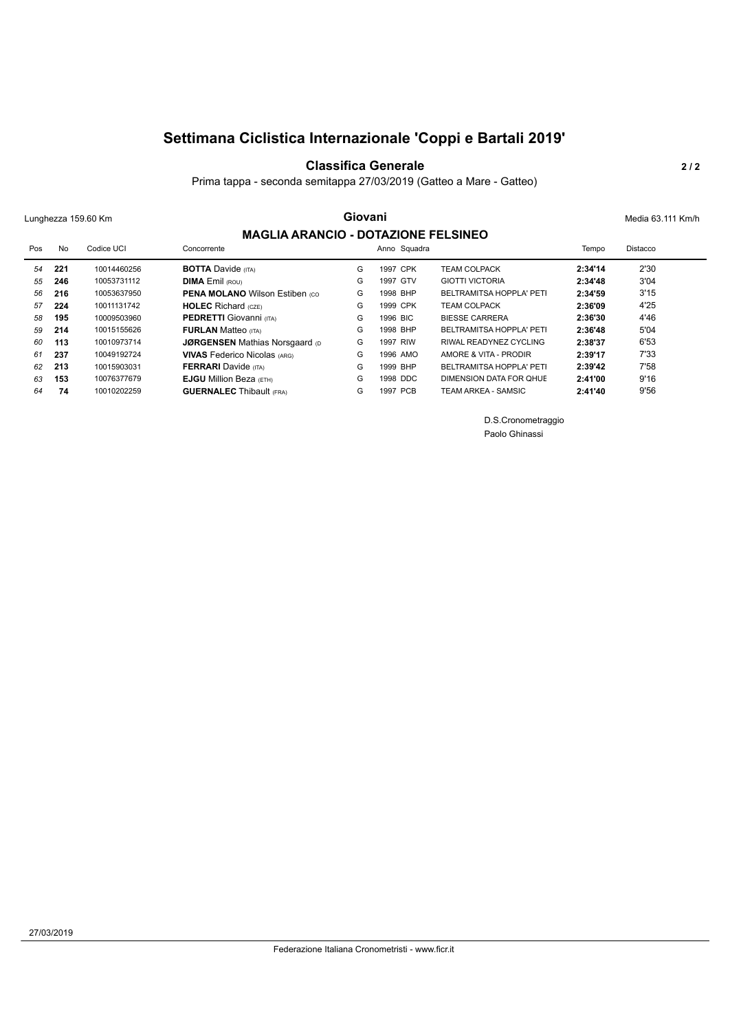# Settimana Ciclistica Internazionale 'Coppi e Bartali 2019'

## Classifica Generale

Prima tappa - seconda semitappa 27/03/2019 (Gatteo a Mare - Gatteo)

Lunghezza 159.60 Km

### Giovani

Media 63.111 Km/h

### MAGLIA ARANCIO - DOTAZIONE FELSINEO

| Pos | No | Codice UCI | Concorrente | | Anno | Squadra | | Tempo | Distacco |
|---|---|---|---|---|---|---|---|---|---|
| 54 | **221** | 10014460256 | **BOTTA** Davide (ITA) | G | 1997 | CPK | TEAM COLPACK | **2:34'14** | 2'30 |
| 55 | **246** | 10053731112 | **DIMA** Emil (ROU) | G | 1997 | GTV | GIOTTI VICTORIA | **2:34'48** | 3'04 |
| 56 | **216** | 10053637950 | **PENA MOLANO** Wilson Estiben (CO | G | 1998 | BHP | BELTRAMITSA HOPPLA' PETI | **2:34'59** | 3'15 |
| 57 | **224** | 10011131742 | **HOLEC** Richard (CZE) | G | 1999 | CPK | TEAM COLPACK | **2:36'09** | 4'25 |
| 58 | **195** | 10009503960 | **PEDRETTI** Giovanni (ITA) | G | 1996 | BIC | BIESSE CARRERA | **2:36'30** | 4'46 |
| 59 | **214** | 10015155626 | **FURLAN** Matteo (ITA) | G | 1998 | BHP | BELTRAMITSA HOPPLA' PETI | **2:36'48** | 5'04 |
| 60 | **113** | 10010973714 | **JØRGENSEN** Mathias Norsgaard (D | G | 1997 | RIW | RIWAL READYNEZ CYCLING | **2:38'37** | 6'53 |
| 61 | **237** | 10049192724 | **VIVAS** Federico Nicolas (ARG) | G | 1996 | AMO | AMORE & VITA - PRODIR | **2:39'17** | 7'33 |
| 62 | **213** | 10015903031 | **FERRARI** Davide (ITA) | G | 1999 | BHP | BELTRAMITSA HOPPLA' PETI | **2:39'42** | 7'58 |
| 63 | **153** | 10076377679 | **EJGU** Million Beza (ETH) | G | 1998 | DDC | DIMENSION DATA FOR QHUE | **2:41'00** | 9'16 |
| 64 | **74** | 10010202259 | **GUERNALEC** Thibault (FRA) | G | 1997 | PCB | TEAM ARKEA - SAMSIC | **2:41'40** | 9'56 |

D.S.Cronometraggio
Paolo Ghinassi

27/03/2019

Federazione Italiana Cronometristi - www.ficr.it